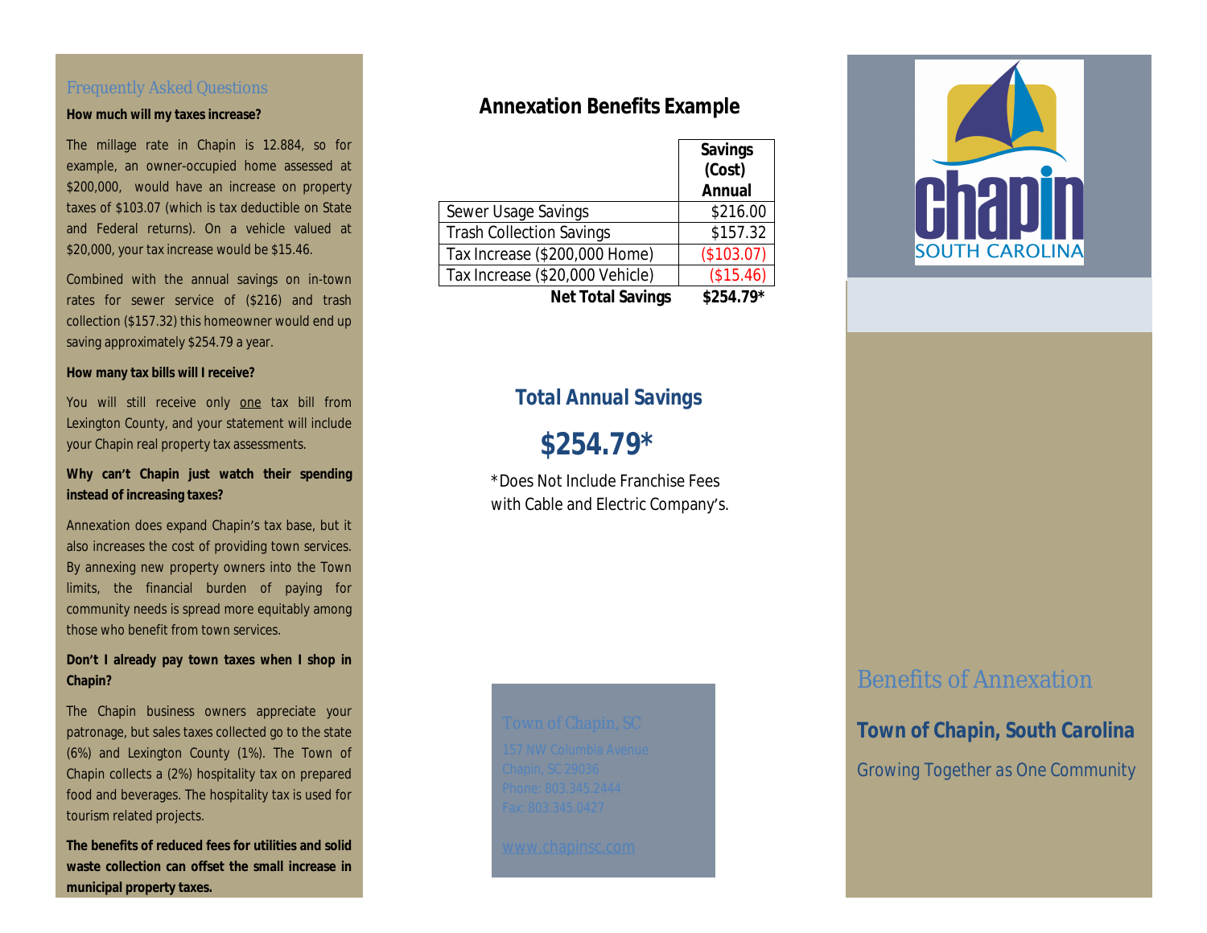## Frequently Asked Questions

**How much will my taxes increase?**

The millage rate in Chapin is 12.884, so for example, an owner-occupied home assessed at $200,000, would have an increase on property taxes of $103.07 (which is tax deductible on State and Federal returns). On a vehicle valued at $20,000, your tax increase would be $15.46.

Combined with the annual savings on in-town rates for sewer service of ($216) and trash collection ($157.32) this homeowner would end up saving approximately $254.79 a year.

**How many tax bills will I receive?**

You will still receive only one tax bill from Lexington County, and your statement will include your Chapin real property tax assessments.

**Why can't Chapin just watch their spending instead of increasing taxes?**

Annexation does expand Chapin's tax base, but it also increases the cost of providing town services. By annexing new property owners into the Town limits, the financial burden of paying for community needs is spread more equitably among those who benefit from town services.

**Don't I already pay town taxes when I shop in Chapin?**

The Chapin business owners appreciate your patronage, but sales taxes collected go to the state (6%) and Lexington County (1%). The Town of Chapin collects a (2%) hospitality tax on prepared food and beverages. The hospitality tax is used for tourism related projects.

**The benefits of reduced fees for utilities and solid waste collection can offset the small increase in municipal property taxes.**

## Annexation Benefits Example

| | Savings (Cost) Annual |
|---|---|
| Sewer Usage Savings | $216.00 |
| Trash Collection Savings | $157.32 |
| Tax Increase ($200,000 Home) | ($103.07) |
| Tax Increase ($20,000 Vehicle) | ($15.46) |
| **Net Total Savings** | **$254.79*** |

### Total Annual Savings

## $254.79*

*Does Not Include Franchise Fees with Cable and Electric Company's.

Town of Chapin, SC
157 NW Columbia Avenue
Chapin, SC 29036
Phone: 803.345.2444
Fax: 803.345.0427

www.chapinsc.com

Chapin
SOUTH CAROLINA

# Benefits of Annexation

**Town of Chapin, South Carolina**

Growing Together as One Community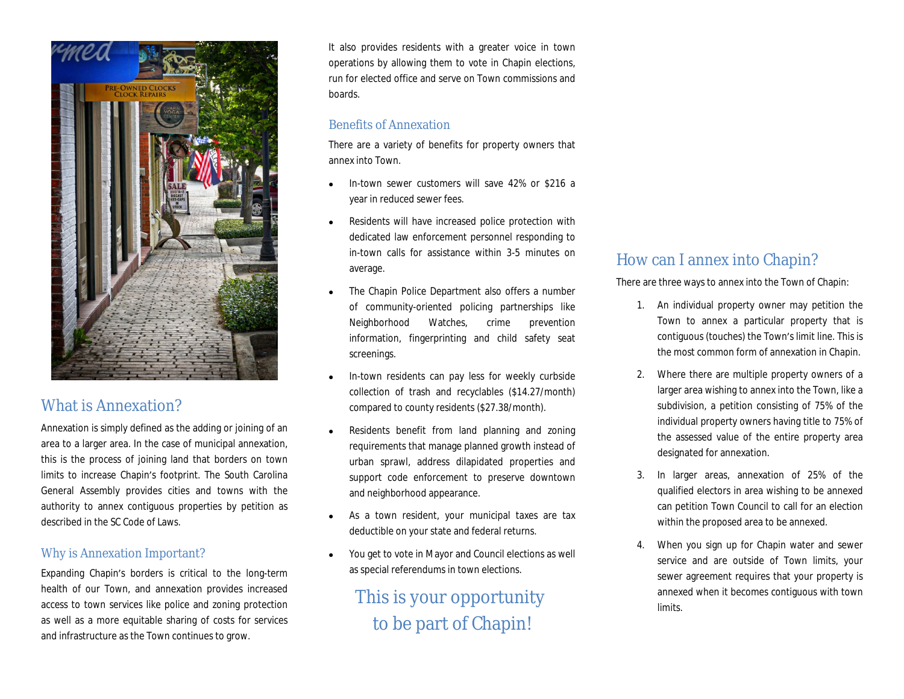## What is Annexation?

Annexation is simply defined as the adding or joining of an area to a larger area. In the case of municipal annexation, this is the process of joining land that borders on town limits to increase Chapin's footprint. The South Carolina General Assembly provides cities and towns with the authority to annex contiguous properties by petition as described in the SC Code of Laws.

### Why is Annexation Important?

Expanding Chapin's borders is critical to the long-term health of our Town, and annexation provides increased access to town services like police and zoning protection as well as a more equitable sharing of costs for services and infrastructure as the Town continues to grow.

It also provides residents with a greater voice in town operations by allowing them to vote in Chapin elections, run for elected office and serve on Town commissions and boards.

### Benefits of Annexation

There are a variety of benefits for property owners that annex into Town.

- In-town sewer customers will save 42% or $216 a year in reduced sewer fees.
- Residents will have increased police protection with dedicated law enforcement personnel responding to in-town calls for assistance within 3-5 minutes on average.
- The Chapin Police Department also offers a number of community-oriented policing partnerships like Neighborhood Watches, crime prevention information, fingerprinting and child safety seat screenings.
- In-town residents can pay less for weekly curbside collection of trash and recyclables ($14.27/month) compared to county residents ($27.38/month).
- Residents benefit from land planning and zoning requirements that manage planned growth instead of urban sprawl, address dilapidated properties and support code enforcement to preserve downtown and neighborhood appearance.
- As a town resident, your municipal taxes are tax deductible on your state and federal returns.
- You get to vote in Mayor and Council elections as well as special referendums in town elections.

## This is your opportunity to be part of Chapin!

## How can I annex into Chapin?

There are three ways to annex into the Town of Chapin:

1. An individual property owner may petition the Town to annex a particular property that is contiguous (touches) the Town's limit line. This is the most common form of annexation in Chapin.
2. Where there are multiple property owners of a larger area wishing to annex into the Town, like a subdivision, a petition consisting of 75% of the individual property owners having title to 75% of the assessed value of the entire property area designated for annexation.
3. In larger areas, annexation of 25% of the qualified electors in area wishing to be annexed can petition Town Council to call for an election within the proposed area to be annexed.
4. When you sign up for Chapin water and sewer service and are outside of Town limits, your sewer agreement requires that your property is annexed when it becomes contiguous with town limits.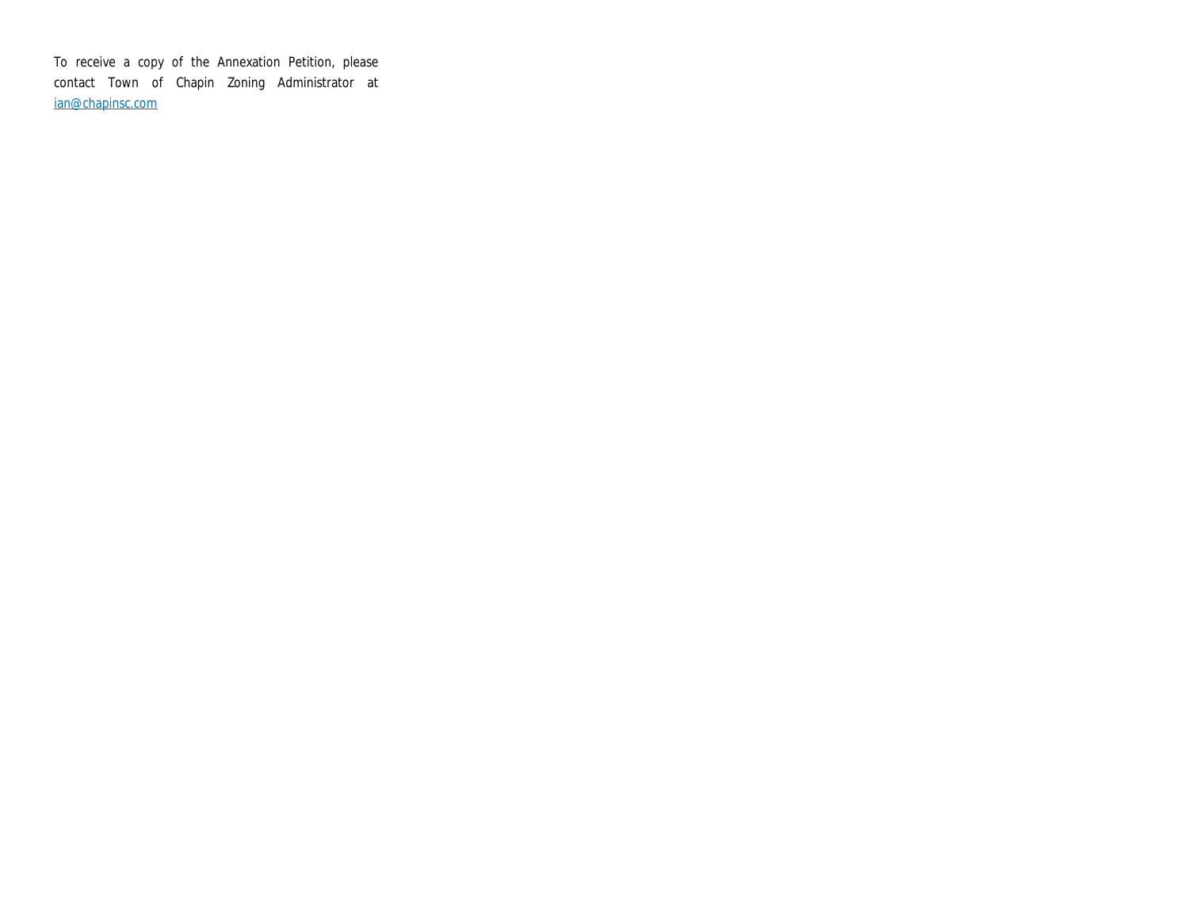To receive a copy of the Annexation Petition, please contact Town of Chapin Zoning Administrator at ian@chapinsc.com